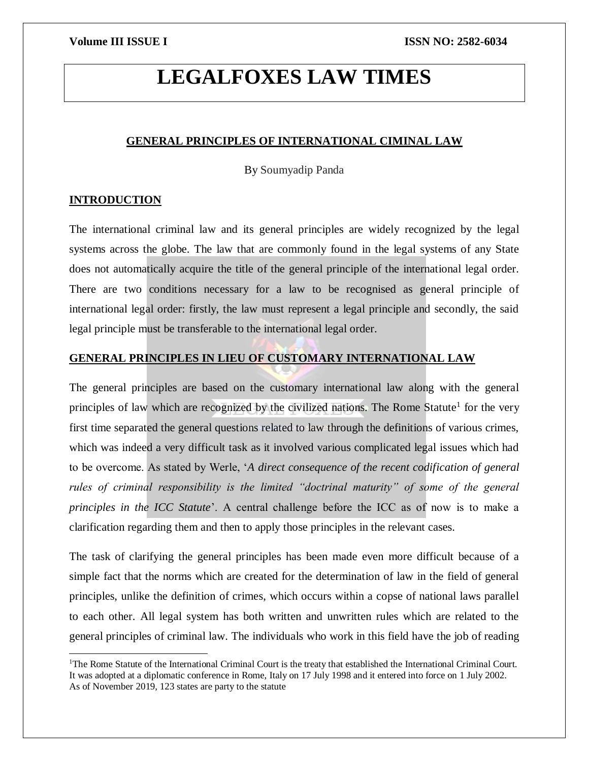# LEGALFOXES LAW TIMES

## GENERAL PRINCIPLES OF INTERNATIONAL CIMINAL LAW

By Soumyadip Panda

### INTRODUCTION

The international criminal law and its general principles are widely recognized by the legal systems across the globe. The law that are commonly found in the legal systems of any State does not automatically acquire the title of the general principle of the international legal order. There are two conditions necessary for a law to be recognised as general principle of international legal order: firstly, the law must represent a legal principle and secondly, the said legal principle must be transferable to the international legal order.

### GENERAL PRINCIPLES IN LIEU OF CUSTOMARY INTERNATIONAL LAW

The general principles are based on the customary international law along with the general principles of law which are recognized by the civilized nations. The Rome Statute[1] for the very first time separated the general questions related to law through the definitions of various crimes, which was indeed a very difficult task as it involved various complicated legal issues which had to be overcome. As stated by Werle, '*A direct consequence of the recent codification of general rules of criminal responsibility is the limited "doctrinal maturity" of some of the general principles in the ICC Statute*'. A central challenge before the ICC as of now is to make a clarification regarding them and then to apply those principles in the relevant cases.

The task of clarifying the general principles has been made even more difficult because of a simple fact that the norms which are created for the determination of law in the field of general principles, unlike the definition of crimes, which occurs within a copse of national laws parallel to each other. All legal system has both written and unwritten rules which are related to the general principles of criminal law. The individuals who work in this field have the job of reading

[1]The Rome Statute of the International Criminal Court is the treaty that established the International Criminal Court. It was adopted at a diplomatic conference in Rome, Italy on 17 July 1998 and it entered into force on 1 July 2002. As of November 2019, 123 states are party to the statute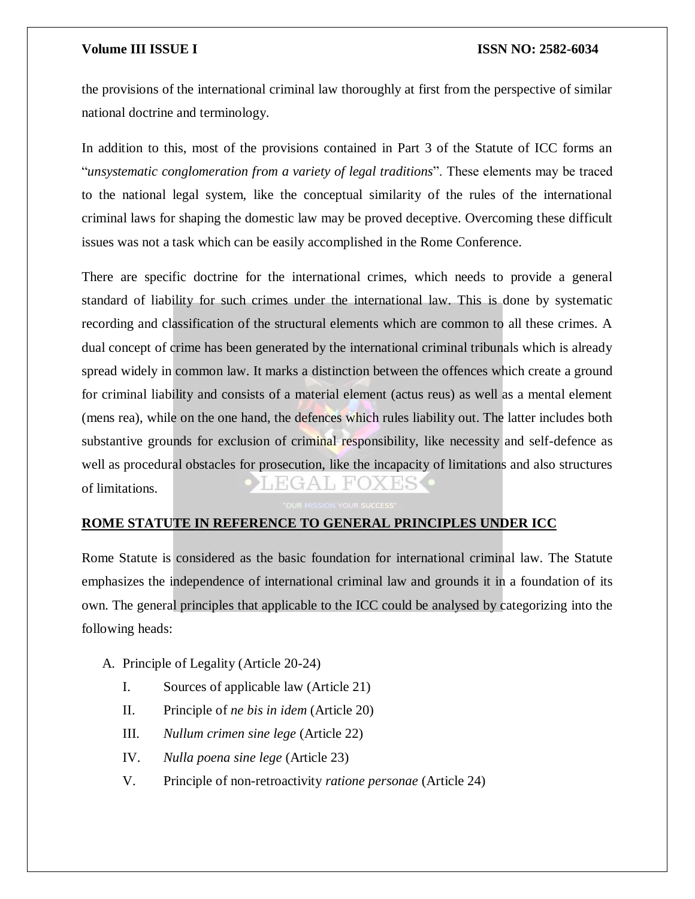the provisions of the international criminal law thoroughly at first from the perspective of similar national doctrine and terminology.

In addition to this, most of the provisions contained in Part 3 of the Statute of ICC forms an "*unsystematic conglomeration from a variety of legal traditions*". These elements may be traced to the national legal system, like the conceptual similarity of the rules of the international criminal laws for shaping the domestic law may be proved deceptive. Overcoming these difficult issues was not a task which can be easily accomplished in the Rome Conference.

There are specific doctrine for the international crimes, which needs to provide a general standard of liability for such crimes under the international law. This is done by systematic recording and classification of the structural elements which are common to all these crimes. A dual concept of crime has been generated by the international criminal tribunals which is already spread widely in common law. It marks a distinction between the offences which create a ground for criminal liability and consists of a material element (actus reus) as well as a mental element (mens rea), while on the one hand, the defences which rules liability out. The latter includes both substantive grounds for exclusion of criminal responsibility, like necessity and self-defence as well as procedural obstacles for prosecution, like the incapacity of limitations and also structures of limitations.

## ROME STATUTE IN REFERENCE TO GENERAL PRINCIPLES UNDER ICC

Rome Statute is considered as the basic foundation for international criminal law. The Statute emphasizes the independence of international criminal law and grounds it in a foundation of its own. The general principles that applicable to the ICC could be analysed by categorizing into the following heads:

A. Principle of Legality (Article 20-24)
   - I. Sources of applicable law (Article 21)
   - II. Principle of *ne bis in idem* (Article 20)
   - III. *Nullum crimen sine lege* (Article 22)
   - IV. *Nulla poena sine lege* (Article 23)
   - V. Principle of non-retroactivity *ratione personae* (Article 24)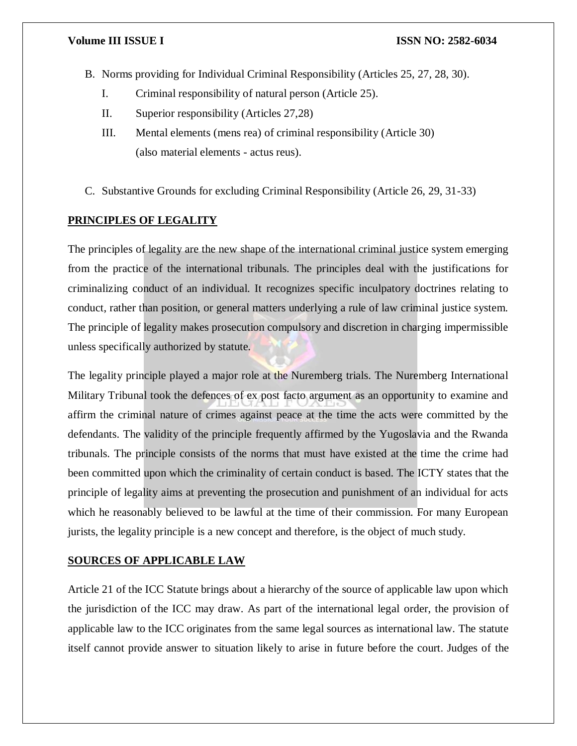B. Norms providing for Individual Criminal Responsibility (Articles 25, 27, 28, 30).
   - I. Criminal responsibility of natural person (Article 25).
   - II. Superior responsibility (Articles 27,28)
   - III. Mental elements (mens rea) of criminal responsibility (Article 30) (also material elements - actus reus).

C. Substantive Grounds for excluding Criminal Responsibility (Article 26, 29, 31-33)

## PRINCIPLES OF LEGALITY

The principles of legality are the new shape of the international criminal justice system emerging from the practice of the international tribunals. The principles deal with the justifications for criminalizing conduct of an individual. It recognizes specific inculpatory doctrines relating to conduct, rather than position, or general matters underlying a rule of law criminal justice system. The principle of legality makes prosecution compulsory and discretion in charging impermissible unless specifically authorized by statute.

The legality principle played a major role at the Nuremberg trials. The Nuremberg International Military Tribunal took the defences of ex post facto argument as an opportunity to examine and affirm the criminal nature of crimes against peace at the time the acts were committed by the defendants. The validity of the principle frequently affirmed by the Yugoslavia and the Rwanda tribunals. The principle consists of the norms that must have existed at the time the crime had been committed upon which the criminality of certain conduct is based. The ICTY states that the principle of legality aims at preventing the prosecution and punishment of an individual for acts which he reasonably believed to be lawful at the time of their commission. For many European jurists, the legality principle is a new concept and therefore, is the object of much study.

## SOURCES OF APPLICABLE LAW

Article 21 of the ICC Statute brings about a hierarchy of the source of applicable law upon which the jurisdiction of the ICC may draw. As part of the international legal order, the provision of applicable law to the ICC originates from the same legal sources as international law. The statute itself cannot provide answer to situation likely to arise in future before the court. Judges of the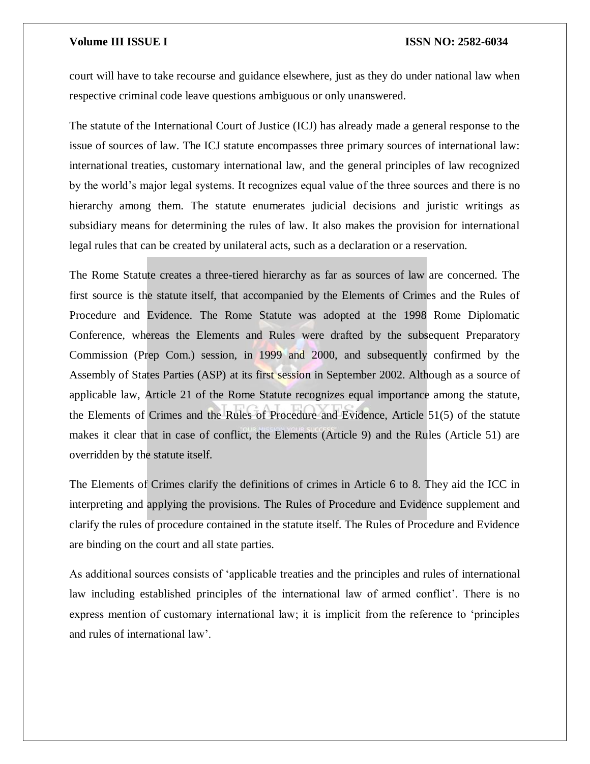court will have to take recourse and guidance elsewhere, just as they do under national law when respective criminal code leave questions ambiguous or only unanswered.

The statute of the International Court of Justice (ICJ) has already made a general response to the issue of sources of law. The ICJ statute encompasses three primary sources of international law: international treaties, customary international law, and the general principles of law recognized by the world's major legal systems. It recognizes equal value of the three sources and there is no hierarchy among them. The statute enumerates judicial decisions and juristic writings as subsidiary means for determining the rules of law. It also makes the provision for international legal rules that can be created by unilateral acts, such as a declaration or a reservation.

The Rome Statute creates a three-tiered hierarchy as far as sources of law are concerned. The first source is the statute itself, that accompanied by the Elements of Crimes and the Rules of Procedure and Evidence. The Rome Statute was adopted at the 1998 Rome Diplomatic Conference, whereas the Elements and Rules were drafted by the subsequent Preparatory Commission (Prep Com.) session, in 1999 and 2000, and subsequently confirmed by the Assembly of States Parties (ASP) at its first session in September 2002. Although as a source of applicable law, Article 21 of the Rome Statute recognizes equal importance among the statute, the Elements of Crimes and the Rules of Procedure and Evidence, Article 51(5) of the statute makes it clear that in case of conflict, the Elements (Article 9) and the Rules (Article 51) are overridden by the statute itself.

The Elements of Crimes clarify the definitions of crimes in Article 6 to 8. They aid the ICC in interpreting and applying the provisions. The Rules of Procedure and Evidence supplement and clarify the rules of procedure contained in the statute itself. The Rules of Procedure and Evidence are binding on the court and all state parties.

As additional sources consists of 'applicable treaties and the principles and rules of international law including established principles of the international law of armed conflict'. There is no express mention of customary international law; it is implicit from the reference to 'principles and rules of international law'.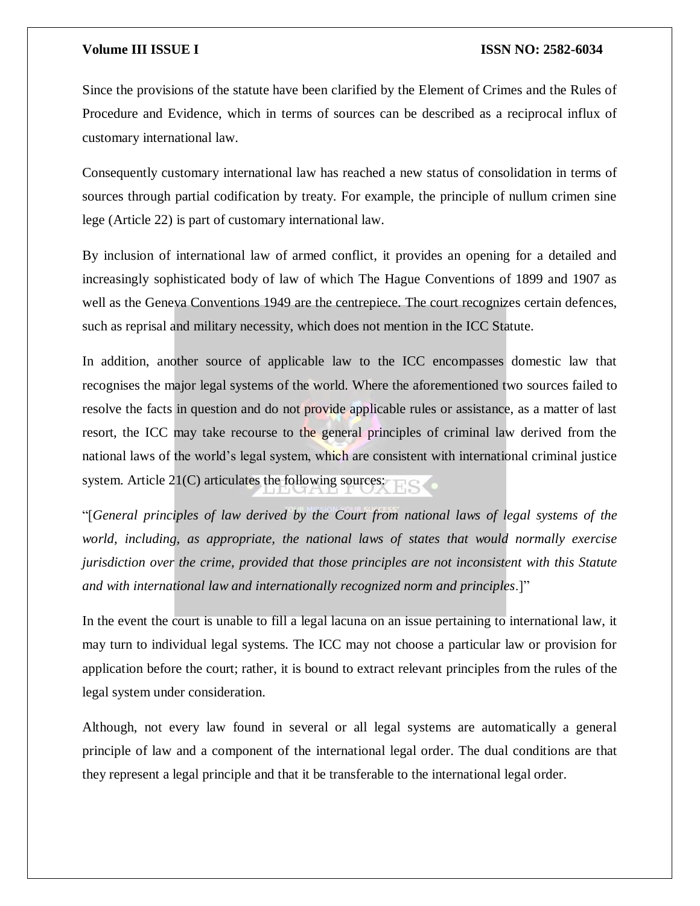Since the provisions of the statute have been clarified by the Element of Crimes and the Rules of Procedure and Evidence, which in terms of sources can be described as a reciprocal influx of customary international law.

Consequently customary international law has reached a new status of consolidation in terms of sources through partial codification by treaty. For example, the principle of nullum crimen sine lege (Article 22) is part of customary international law.

By inclusion of international law of armed conflict, it provides an opening for a detailed and increasingly sophisticated body of law of which The Hague Conventions of 1899 and 1907 as well as the Geneva Conventions 1949 are the centrepiece. The court recognizes certain defences, such as reprisal and military necessity, which does not mention in the ICC Statute.

In addition, another source of applicable law to the ICC encompasses domestic law that recognises the major legal systems of the world. Where the aforementioned two sources failed to resolve the facts in question and do not provide applicable rules or assistance, as a matter of last resort, the ICC may take recourse to the general principles of criminal law derived from the national laws of the world's legal system, which are consistent with international criminal justice system. Article 21(C) articulates the following sources:

"[*General principles of law derived by the Court from national laws of legal systems of the world, including, as appropriate, the national laws of states that would normally exercise jurisdiction over the crime, provided that those principles are not inconsistent with this Statute and with international law and internationally recognized norm and principles*.]"

In the event the court is unable to fill a legal lacuna on an issue pertaining to international law, it may turn to individual legal systems. The ICC may not choose a particular law or provision for application before the court; rather, it is bound to extract relevant principles from the rules of the legal system under consideration.

Although, not every law found in several or all legal systems are automatically a general principle of law and a component of the international legal order. The dual conditions are that they represent a legal principle and that it be transferable to the international legal order.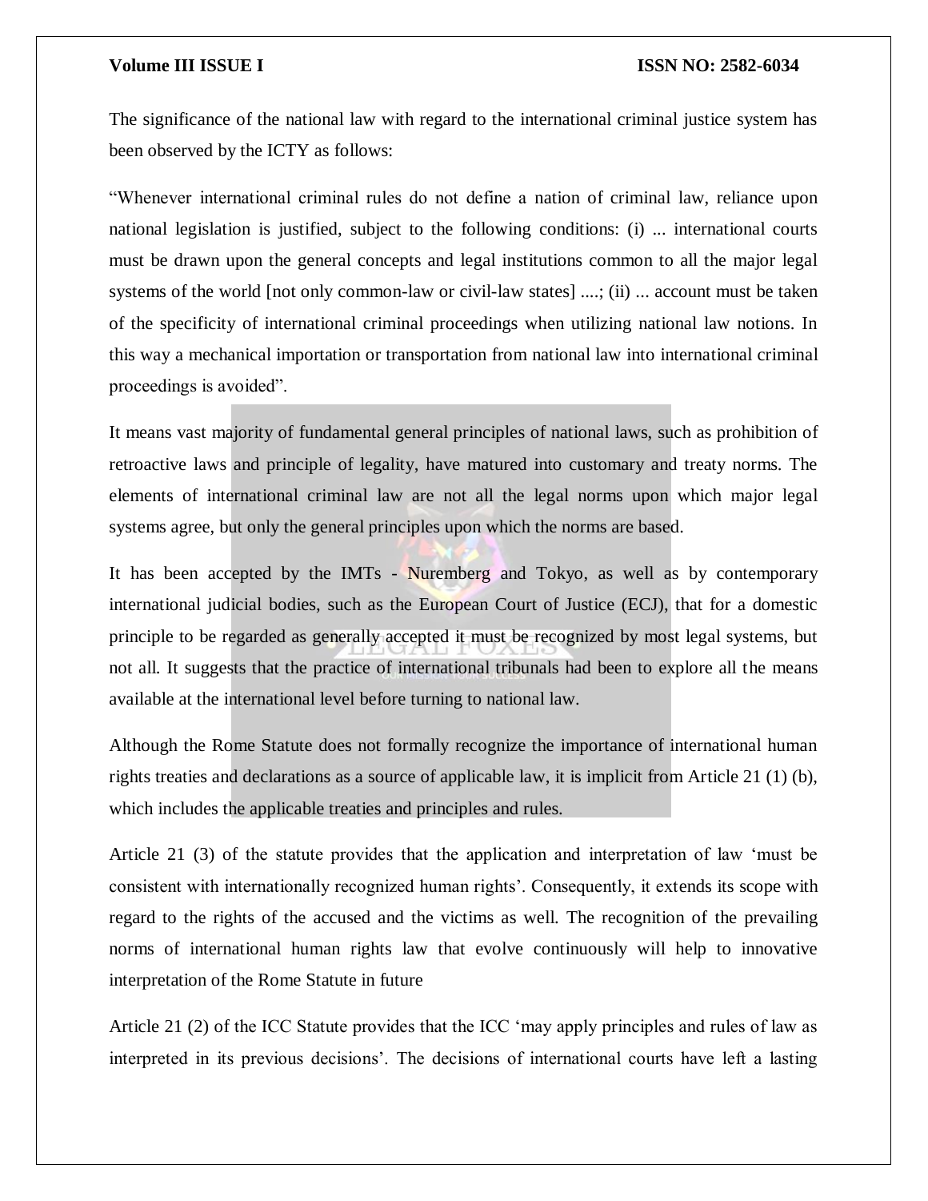The significance of the national law with regard to the international criminal justice system has been observed by the ICTY as follows:

"Whenever international criminal rules do not define a nation of criminal law, reliance upon national legislation is justified, subject to the following conditions: (i) ... international courts must be drawn upon the general concepts and legal institutions common to all the major legal systems of the world [not only common-law or civil-law states] ....; (ii) ... account must be taken of the specificity of international criminal proceedings when utilizing national law notions. In this way a mechanical importation or transportation from national law into international criminal proceedings is avoided".

It means vast majority of fundamental general principles of national laws, such as prohibition of retroactive laws and principle of legality, have matured into customary and treaty norms. The elements of international criminal law are not all the legal norms upon which major legal systems agree, but only the general principles upon which the norms are based.

It has been accepted by the IMTs - Nuremberg and Tokyo, as well as by contemporary international judicial bodies, such as the European Court of Justice (ECJ), that for a domestic principle to be regarded as generally accepted it must be recognized by most legal systems, but not all. It suggests that the practice of international tribunals had been to explore all the means available at the international level before turning to national law.

Although the Rome Statute does not formally recognize the importance of international human rights treaties and declarations as a source of applicable law, it is implicit from Article 21 (1) (b), which includes the applicable treaties and principles and rules.

Article 21 (3) of the statute provides that the application and interpretation of law 'must be consistent with internationally recognized human rights'. Consequently, it extends its scope with regard to the rights of the accused and the victims as well. The recognition of the prevailing norms of international human rights law that evolve continuously will help to innovative interpretation of the Rome Statute in future

Article 21 (2) of the ICC Statute provides that the ICC 'may apply principles and rules of law as interpreted in its previous decisions'. The decisions of international courts have left a lasting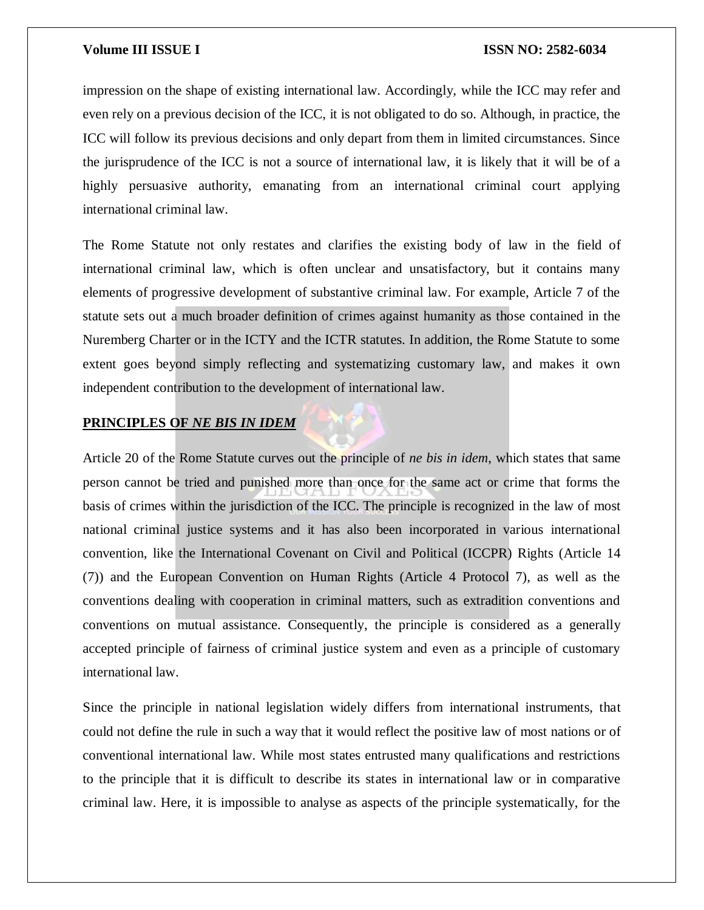impression on the shape of existing international law. Accordingly, while the ICC may refer and even rely on a previous decision of the ICC, it is not obligated to do so. Although, in practice, the ICC will follow its previous decisions and only depart from them in limited circumstances. Since the jurisprudence of the ICC is not a source of international law, it is likely that it will be of a highly persuasive authority, emanating from an international criminal court applying international criminal law.

The Rome Statute not only restates and clarifies the existing body of law in the field of international criminal law, which is often unclear and unsatisfactory, but it contains many elements of progressive development of substantive criminal law. For example, Article 7 of the statute sets out a much broader definition of crimes against humanity as those contained in the Nuremberg Charter or in the ICTY and the ICTR statutes. In addition, the Rome Statute to some extent goes beyond simply reflecting and systematizing customary law, and makes it own independent contribution to the development of international law.

## **PRINCIPLES OF *NE BIS IN IDEM***

Article 20 of the Rome Statute curves out the principle of *ne bis in idem*, which states that same person cannot be tried and punished more than once for the same act or crime that forms the basis of crimes within the jurisdiction of the ICC. The principle is recognized in the law of most national criminal justice systems and it has also been incorporated in various international convention, like the International Covenant on Civil and Political (ICCPR) Rights (Article 14 (7)) and the European Convention on Human Rights (Article 4 Protocol 7), as well as the conventions dealing with cooperation in criminal matters, such as extradition conventions and conventions on mutual assistance. Consequently, the principle is considered as a generally accepted principle of fairness of criminal justice system and even as a principle of customary international law.

Since the principle in national legislation widely differs from international instruments, that could not define the rule in such a way that it would reflect the positive law of most nations or of conventional international law. While most states entrusted many qualifications and restrictions to the principle that it is difficult to describe its states in international law or in comparative criminal law. Here, it is impossible to analyse as aspects of the principle systematically, for the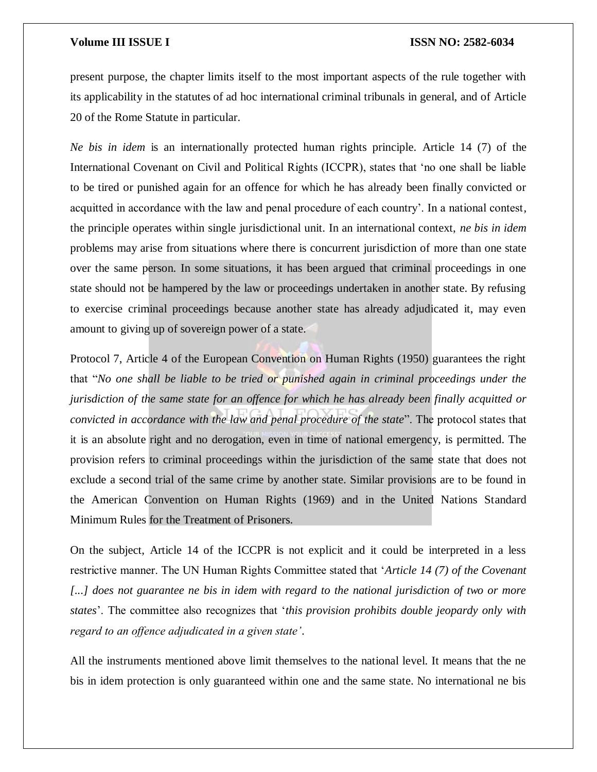present purpose, the chapter limits itself to the most important aspects of the rule together with its applicability in the statutes of ad hoc international criminal tribunals in general, and of Article 20 of the Rome Statute in particular.

*Ne bis in idem* is an internationally protected human rights principle. Article 14 (7) of the International Covenant on Civil and Political Rights (ICCPR), states that 'no one shall be liable to be tired or punished again for an offence for which he has already been finally convicted or acquitted in accordance with the law and penal procedure of each country'. In a national contest, the principle operates within single jurisdictional unit. In an international context, *ne bis in idem* problems may arise from situations where there is concurrent jurisdiction of more than one state over the same person. In some situations, it has been argued that criminal proceedings in one state should not be hampered by the law or proceedings undertaken in another state. By refusing to exercise criminal proceedings because another state has already adjudicated it, may even amount to giving up of sovereign power of a state.

Protocol 7, Article 4 of the European Convention on Human Rights (1950) guarantees the right that "*No one shall be liable to be tried or punished again in criminal proceedings under the jurisdiction of the same state for an offence for which he has already been finally acquitted or convicted in accordance with the law and penal procedure of the state*". The protocol states that it is an absolute right and no derogation, even in time of national emergency, is permitted. The provision refers to criminal proceedings within the jurisdiction of the same state that does not exclude a second trial of the same crime by another state. Similar provisions are to be found in the American Convention on Human Rights (1969) and in the United Nations Standard Minimum Rules for the Treatment of Prisoners.

On the subject, Article 14 of the ICCPR is not explicit and it could be interpreted in a less restrictive manner. The UN Human Rights Committee stated that '*Article 14 (7) of the Covenant [...] does not guarantee ne bis in idem with regard to the national jurisdiction of two or more states*'. The committee also recognizes that '*this provision prohibits double jeopardy only with regard to an offence adjudicated in a given state'*.

All the instruments mentioned above limit themselves to the national level. It means that the ne bis in idem protection is only guaranteed within one and the same state. No international ne bis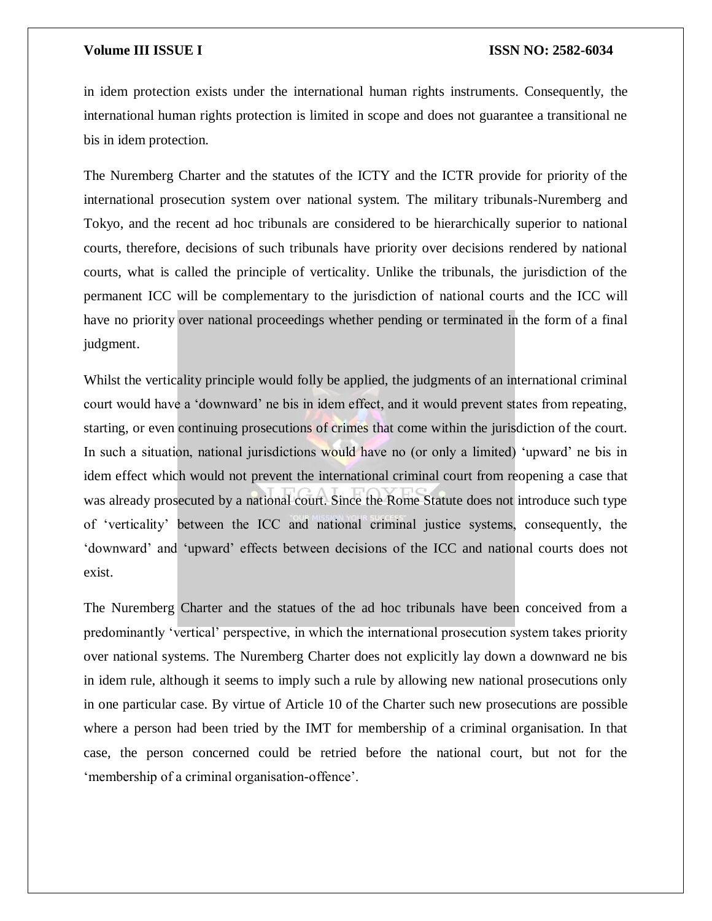in idem protection exists under the international human rights instruments. Consequently, the international human rights protection is limited in scope and does not guarantee a transitional ne bis in idem protection.

The Nuremberg Charter and the statutes of the ICTY and the ICTR provide for priority of the international prosecution system over national system. The military tribunals-Nuremberg and Tokyo, and the recent ad hoc tribunals are considered to be hierarchically superior to national courts, therefore, decisions of such tribunals have priority over decisions rendered by national courts, what is called the principle of verticality. Unlike the tribunals, the jurisdiction of the permanent ICC will be complementary to the jurisdiction of national courts and the ICC will have no priority over national proceedings whether pending or terminated in the form of a final judgment.

Whilst the verticality principle would folly be applied, the judgments of an international criminal court would have a 'downward' ne bis in idem effect, and it would prevent states from repeating, starting, or even continuing prosecutions of crimes that come within the jurisdiction of the court. In such a situation, national jurisdictions would have no (or only a limited) 'upward' ne bis in idem effect which would not prevent the international criminal court from reopening a case that was already prosecuted by a national court. Since the Rome Statute does not introduce such type of 'verticality' between the ICC and national criminal justice systems, consequently, the 'downward' and 'upward' effects between decisions of the ICC and national courts does not exist.

The Nuremberg Charter and the statues of the ad hoc tribunals have been conceived from a predominantly 'vertical' perspective, in which the international prosecution system takes priority over national systems. The Nuremberg Charter does not explicitly lay down a downward ne bis in idem rule, although it seems to imply such a rule by allowing new national prosecutions only in one particular case. By virtue of Article 10 of the Charter such new prosecutions are possible where a person had been tried by the IMT for membership of a criminal organisation. In that case, the person concerned could be retried before the national court, but not for the 'membership of a criminal organisation-offence'.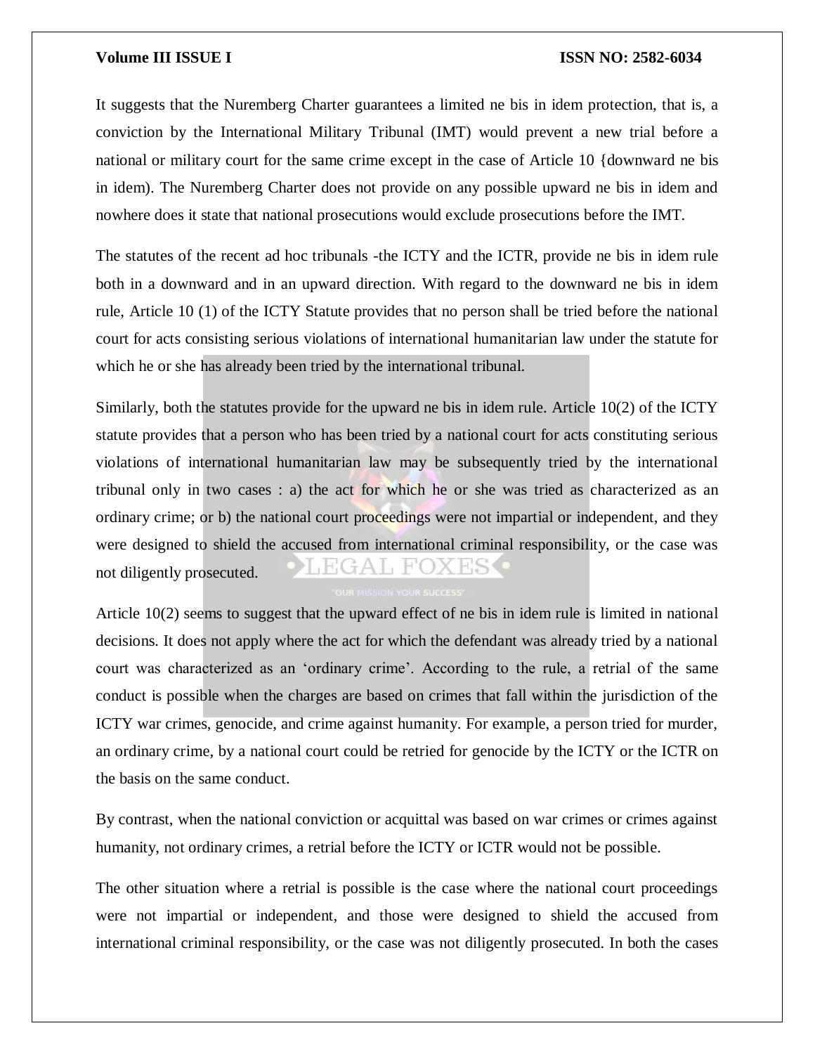It suggests that the Nuremberg Charter guarantees a limited ne bis in idem protection, that is, a conviction by the International Military Tribunal (IMT) would prevent a new trial before a national or military court for the same crime except in the case of Article 10 {downward ne bis in idem). The Nuremberg Charter does not provide on any possible upward ne bis in idem and nowhere does it state that national prosecutions would exclude prosecutions before the IMT.

The statutes of the recent ad hoc tribunals -the ICTY and the ICTR, provide ne bis in idem rule both in a downward and in an upward direction. With regard to the downward ne bis in idem rule, Article 10 (1) of the ICTY Statute provides that no person shall be tried before the national court for acts consisting serious violations of international humanitarian law under the statute for which he or she has already been tried by the international tribunal.

Similarly, both the statutes provide for the upward ne bis in idem rule. Article 10(2) of the ICTY statute provides that a person who has been tried by a national court for acts constituting serious violations of international humanitarian law may be subsequently tried by the international tribunal only in two cases : a) the act for which he or she was tried as characterized as an ordinary crime; or b) the national court proceedings were not impartial or independent, and they were designed to shield the accused from international criminal responsibility, or the case was not diligently prosecuted.

Article 10(2) seems to suggest that the upward effect of ne bis in idem rule is limited in national decisions. It does not apply where the act for which the defendant was already tried by a national court was characterized as an 'ordinary crime'. According to the rule, a retrial of the same conduct is possible when the charges are based on crimes that fall within the jurisdiction of the ICTY war crimes, genocide, and crime against humanity. For example, a person tried for murder, an ordinary crime, by a national court could be retried for genocide by the ICTY or the ICTR on the basis on the same conduct.

By contrast, when the national conviction or acquittal was based on war crimes or crimes against humanity, not ordinary crimes, a retrial before the ICTY or ICTR would not be possible.

The other situation where a retrial is possible is the case where the national court proceedings were not impartial or independent, and those were designed to shield the accused from international criminal responsibility, or the case was not diligently prosecuted. In both the cases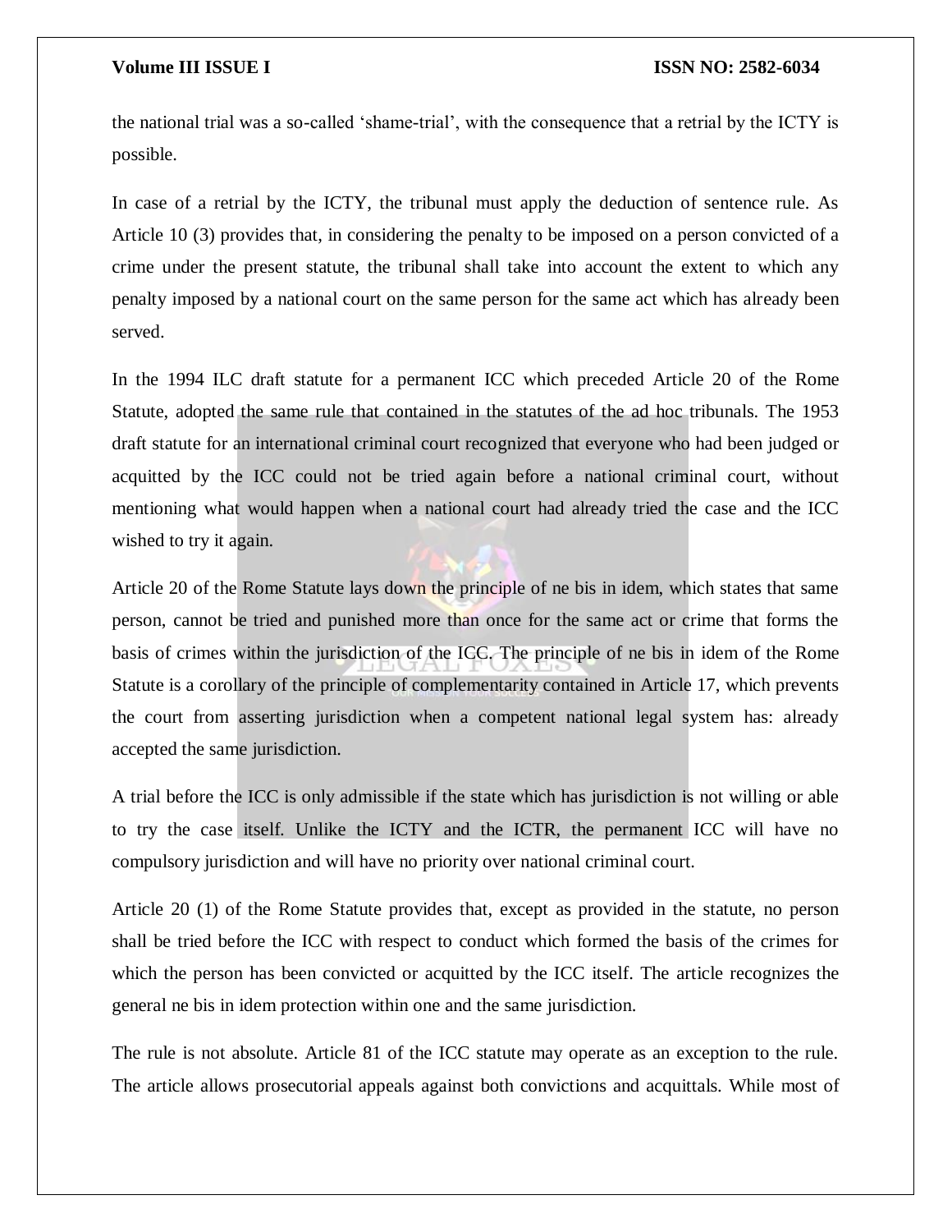the national trial was a so-called 'shame-trial', with the consequence that a retrial by the ICTY is possible.

In case of a retrial by the ICTY, the tribunal must apply the deduction of sentence rule. As Article 10 (3) provides that, in considering the penalty to be imposed on a person convicted of a crime under the present statute, the tribunal shall take into account the extent to which any penalty imposed by a national court on the same person for the same act which has already been served.

In the 1994 ILC draft statute for a permanent ICC which preceded Article 20 of the Rome Statute, adopted the same rule that contained in the statutes of the ad hoc tribunals. The 1953 draft statute for an international criminal court recognized that everyone who had been judged or acquitted by the ICC could not be tried again before a national criminal court, without mentioning what would happen when a national court had already tried the case and the ICC wished to try it again.

Article 20 of the Rome Statute lays down the principle of ne bis in idem, which states that same person, cannot be tried and punished more than once for the same act or crime that forms the basis of crimes within the jurisdiction of the ICC. The principle of ne bis in idem of the Rome Statute is a corollary of the principle of complementarity contained in Article 17, which prevents the court from asserting jurisdiction when a competent national legal system has: already accepted the same jurisdiction.

A trial before the ICC is only admissible if the state which has jurisdiction is not willing or able to try the case itself. Unlike the ICTY and the ICTR, the permanent ICC will have no compulsory jurisdiction and will have no priority over national criminal court.

Article 20 (1) of the Rome Statute provides that, except as provided in the statute, no person shall be tried before the ICC with respect to conduct which formed the basis of the crimes for which the person has been convicted or acquitted by the ICC itself. The article recognizes the general ne bis in idem protection within one and the same jurisdiction.

The rule is not absolute. Article 81 of the ICC statute may operate as an exception to the rule. The article allows prosecutorial appeals against both convictions and acquittals. While most of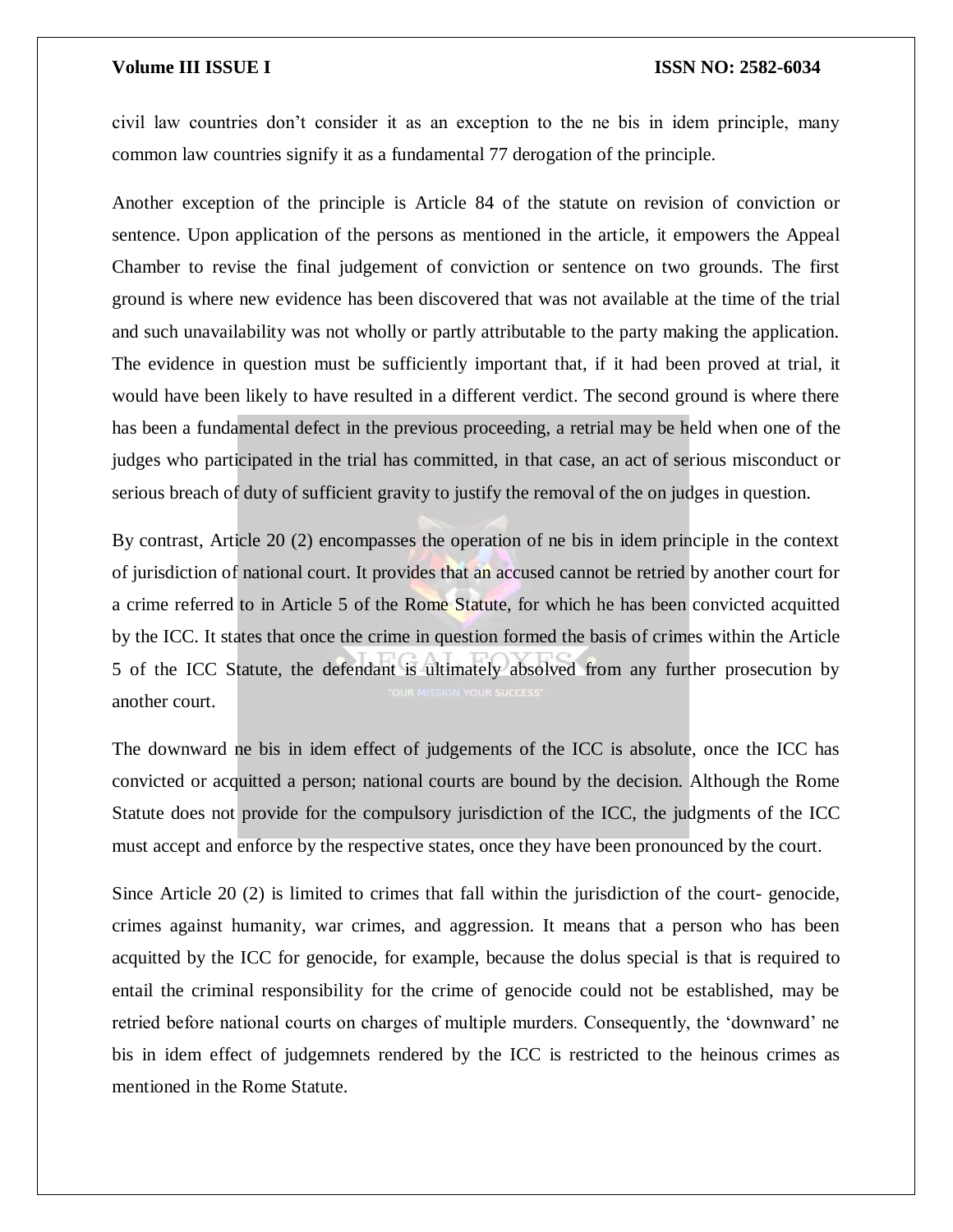civil law countries don't consider it as an exception to the ne bis in idem principle, many common law countries signify it as a fundamental 77 derogation of the principle.

Another exception of the principle is Article 84 of the statute on revision of conviction or sentence. Upon application of the persons as mentioned in the article, it empowers the Appeal Chamber to revise the final judgement of conviction or sentence on two grounds. The first ground is where new evidence has been discovered that was not available at the time of the trial and such unavailability was not wholly or partly attributable to the party making the application. The evidence in question must be sufficiently important that, if it had been proved at trial, it would have been likely to have resulted in a different verdict. The second ground is where there has been a fundamental defect in the previous proceeding, a retrial may be held when one of the judges who participated in the trial has committed, in that case, an act of serious misconduct or serious breach of duty of sufficient gravity to justify the removal of the on judges in question.

By contrast, Article 20 (2) encompasses the operation of ne bis in idem principle in the context of jurisdiction of national court. It provides that an accused cannot be retried by another court for a crime referred to in Article 5 of the Rome Statute, for which he has been convicted acquitted by the ICC. It states that once the crime in question formed the basis of crimes within the Article 5 of the ICC Statute, the defendant is ultimately absolved from any further prosecution by another court.

The downward ne bis in idem effect of judgements of the ICC is absolute, once the ICC has convicted or acquitted a person; national courts are bound by the decision. Although the Rome Statute does not provide for the compulsory jurisdiction of the ICC, the judgments of the ICC must accept and enforce by the respective states, once they have been pronounced by the court.

Since Article 20 (2) is limited to crimes that fall within the jurisdiction of the court- genocide, crimes against humanity, war crimes, and aggression. It means that a person who has been acquitted by the ICC for genocide, for example, because the dolus special is that is required to entail the criminal responsibility for the crime of genocide could not be established, may be retried before national courts on charges of multiple murders. Consequently, the 'downward' ne bis in idem effect of judgemnets rendered by the ICC is restricted to the heinous crimes as mentioned in the Rome Statute.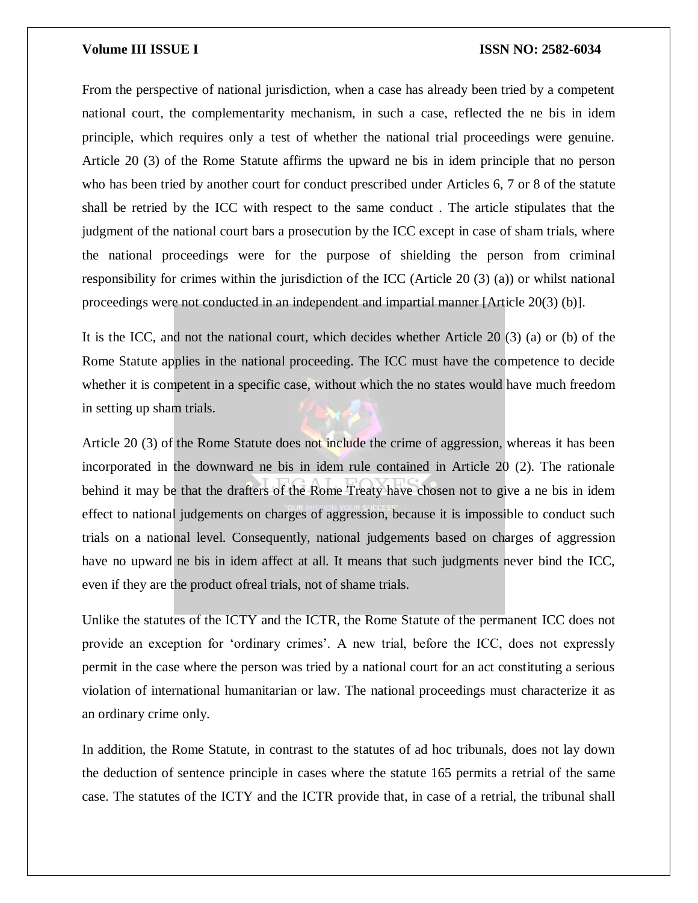From the perspective of national jurisdiction, when a case has already been tried by a competent national court, the complementarity mechanism, in such a case, reflected the ne bis in idem principle, which requires only a test of whether the national trial proceedings were genuine. Article 20 (3) of the Rome Statute affirms the upward ne bis in idem principle that no person who has been tried by another court for conduct prescribed under Articles 6, 7 or 8 of the statute shall be retried by the ICC with respect to the same conduct . The article stipulates that the judgment of the national court bars a prosecution by the ICC except in case of sham trials, where the national proceedings were for the purpose of shielding the person from criminal responsibility for crimes within the jurisdiction of the ICC (Article 20 (3) (a)) or whilst national proceedings were not conducted in an independent and impartial manner [Article 20(3) (b)].

It is the ICC, and not the national court, which decides whether Article 20 (3) (a) or (b) of the Rome Statute applies in the national proceeding. The ICC must have the competence to decide whether it is competent in a specific case, without which the no states would have much freedom in setting up sham trials.

Article 20 (3) of the Rome Statute does not include the crime of aggression, whereas it has been incorporated in the downward ne bis in idem rule contained in Article 20 (2). The rationale behind it may be that the drafters of the Rome Treaty have chosen not to give a ne bis in idem effect to national judgements on charges of aggression, because it is impossible to conduct such trials on a national level. Consequently, national judgements based on charges of aggression have no upward ne bis in idem affect at all. It means that such judgments never bind the ICC, even if they are the product ofreal trials, not of shame trials.

Unlike the statutes of the ICTY and the ICTR, the Rome Statute of the permanent ICC does not provide an exception for 'ordinary crimes'. A new trial, before the ICC, does not expressly permit in the case where the person was tried by a national court for an act constituting a serious violation of international humanitarian or law. The national proceedings must characterize it as an ordinary crime only.

In addition, the Rome Statute, in contrast to the statutes of ad hoc tribunals, does not lay down the deduction of sentence principle in cases where the statute 165 permits a retrial of the same case. The statutes of the ICTY and the ICTR provide that, in case of a retrial, the tribunal shall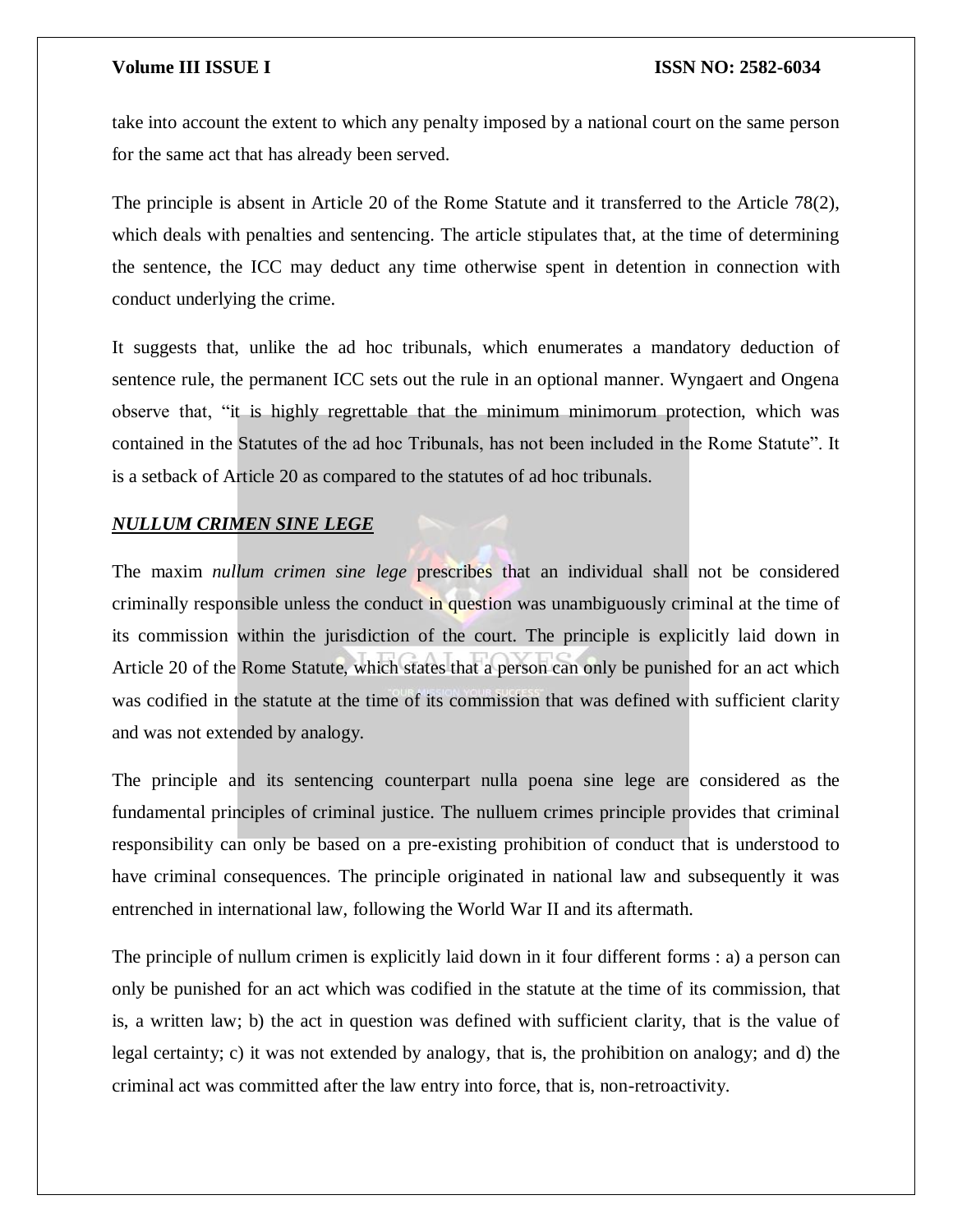take into account the extent to which any penalty imposed by a national court on the same person for the same act that has already been served.

The principle is absent in Article 20 of the Rome Statute and it transferred to the Article 78(2), which deals with penalties and sentencing. The article stipulates that, at the time of determining the sentence, the ICC may deduct any time otherwise spent in detention in connection with conduct underlying the crime.

It suggests that, unlike the ad hoc tribunals, which enumerates a mandatory deduction of sentence rule, the permanent ICC sets out the rule in an optional manner. Wyngaert and Ongena observe that, "it is highly regrettable that the minimum minimorum protection, which was contained in the Statutes of the ad hoc Tribunals, has not been included in the Rome Statute". It is a setback of Article 20 as compared to the statutes of ad hoc tribunals.

***NULLUM CRIMEN SINE LEGE***

The maxim *nullum crimen sine lege* prescribes that an individual shall not be considered criminally responsible unless the conduct in question was unambiguously criminal at the time of its commission within the jurisdiction of the court. The principle is explicitly laid down in Article 20 of the Rome Statute, which states that a person can only be punished for an act which was codified in the statute at the time of its commission that was defined with sufficient clarity and was not extended by analogy.

The principle and its sentencing counterpart nulla poena sine lege are considered as the fundamental principles of criminal justice. The nulluem crimes principle provides that criminal responsibility can only be based on a pre-existing prohibition of conduct that is understood to have criminal consequences. The principle originated in national law and subsequently it was entrenched in international law, following the World War II and its aftermath.

The principle of nullum crimen is explicitly laid down in it four different forms : a) a person can only be punished for an act which was codified in the statute at the time of its commission, that is, a written law; b) the act in question was defined with sufficient clarity, that is the value of legal certainty; c) it was not extended by analogy, that is, the prohibition on analogy; and d) the criminal act was committed after the law entry into force, that is, non-retroactivity.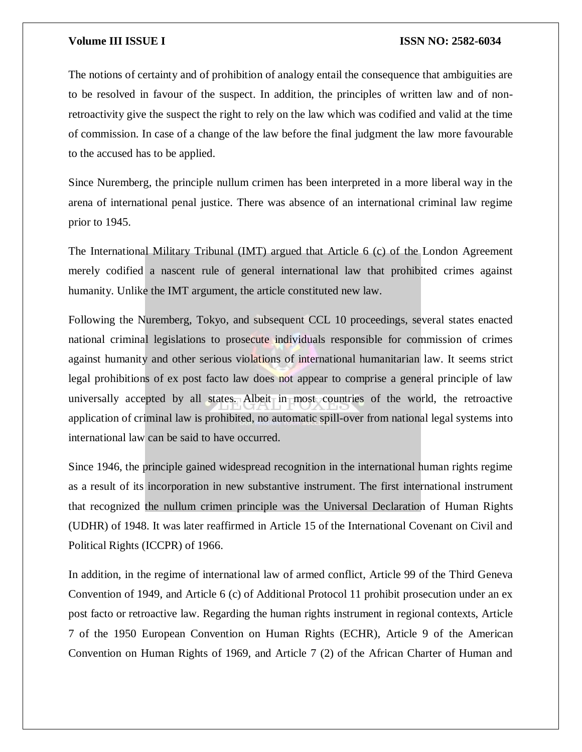The notions of certainty and of prohibition of analogy entail the consequence that ambiguities are to be resolved in favour of the suspect. In addition, the principles of written law and of non-retroactivity give the suspect the right to rely on the law which was codified and valid at the time of commission. In case of a change of the law before the final judgment the law more favourable to the accused has to be applied.

Since Nuremberg, the principle nullum crimen has been interpreted in a more liberal way in the arena of international penal justice. There was absence of an international criminal law regime prior to 1945.

The International Military Tribunal (IMT) argued that Article 6 (c) of the London Agreement merely codified a nascent rule of general international law that prohibited crimes against humanity. Unlike the IMT argument, the article constituted new law.

Following the Nuremberg, Tokyo, and subsequent CCL 10 proceedings, several states enacted national criminal legislations to prosecute individuals responsible for commission of crimes against humanity and other serious violations of international humanitarian law. It seems strict legal prohibitions of ex post facto law does not appear to comprise a general principle of law universally accepted by all states. Albeit in most countries of the world, the retroactive application of criminal law is prohibited, no automatic spill-over from national legal systems into international law can be said to have occurred.

Since 1946, the principle gained widespread recognition in the international human rights regime as a result of its incorporation in new substantive instrument. The first international instrument that recognized the nullum crimen principle was the Universal Declaration of Human Rights (UDHR) of 1948. It was later reaffirmed in Article 15 of the International Covenant on Civil and Political Rights (ICCPR) of 1966.

In addition, in the regime of international law of armed conflict, Article 99 of the Third Geneva Convention of 1949, and Article 6 (c) of Additional Protocol 11 prohibit prosecution under an ex post facto or retroactive law. Regarding the human rights instrument in regional contexts, Article 7 of the 1950 European Convention on Human Rights (ECHR), Article 9 of the American Convention on Human Rights of 1969, and Article 7 (2) of the African Charter of Human and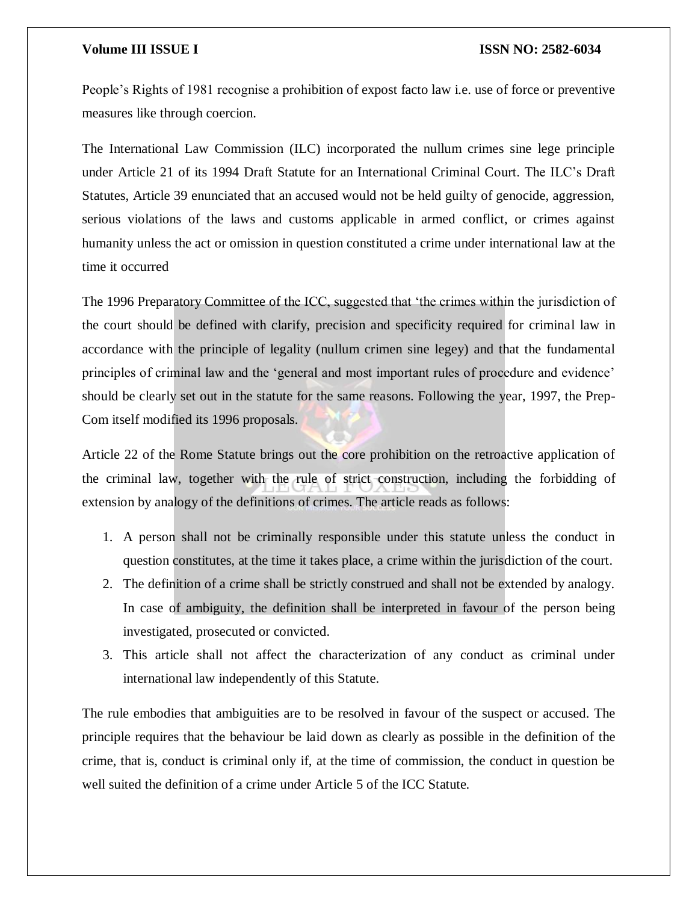People's Rights of 1981 recognise a prohibition of expost facto law i.e. use of force or preventive measures like through coercion.

The International Law Commission (ILC) incorporated the nullum crimes sine lege principle under Article 21 of its 1994 Draft Statute for an International Criminal Court. The ILC's Draft Statutes, Article 39 enunciated that an accused would not be held guilty of genocide, aggression, serious violations of the laws and customs applicable in armed conflict, or crimes against humanity unless the act or omission in question constituted a crime under international law at the time it occurred

The 1996 Preparatory Committee of the ICC, suggested that 'the crimes within the jurisdiction of the court should be defined with clarify, precision and specificity required for criminal law in accordance with the principle of legality (nullum crimen sine legey) and that the fundamental principles of criminal law and the 'general and most important rules of procedure and evidence' should be clearly set out in the statute for the same reasons. Following the year, 1997, the Prep-Com itself modified its 1996 proposals.

Article 22 of the Rome Statute brings out the core prohibition on the retroactive application of the criminal law, together with the rule of strict construction, including the forbidding of extension by analogy of the definitions of crimes. The article reads as follows:

1. A person shall not be criminally responsible under this statute unless the conduct in question constitutes, at the time it takes place, a crime within the jurisdiction of the court.
2. The definition of a crime shall be strictly construed and shall not be extended by analogy. In case of ambiguity, the definition shall be interpreted in favour of the person being investigated, prosecuted or convicted.
3. This article shall not affect the characterization of any conduct as criminal under international law independently of this Statute.

The rule embodies that ambiguities are to be resolved in favour of the suspect or accused. The principle requires that the behaviour be laid down as clearly as possible in the definition of the crime, that is, conduct is criminal only if, at the time of commission, the conduct in question be well suited the definition of a crime under Article 5 of the ICC Statute.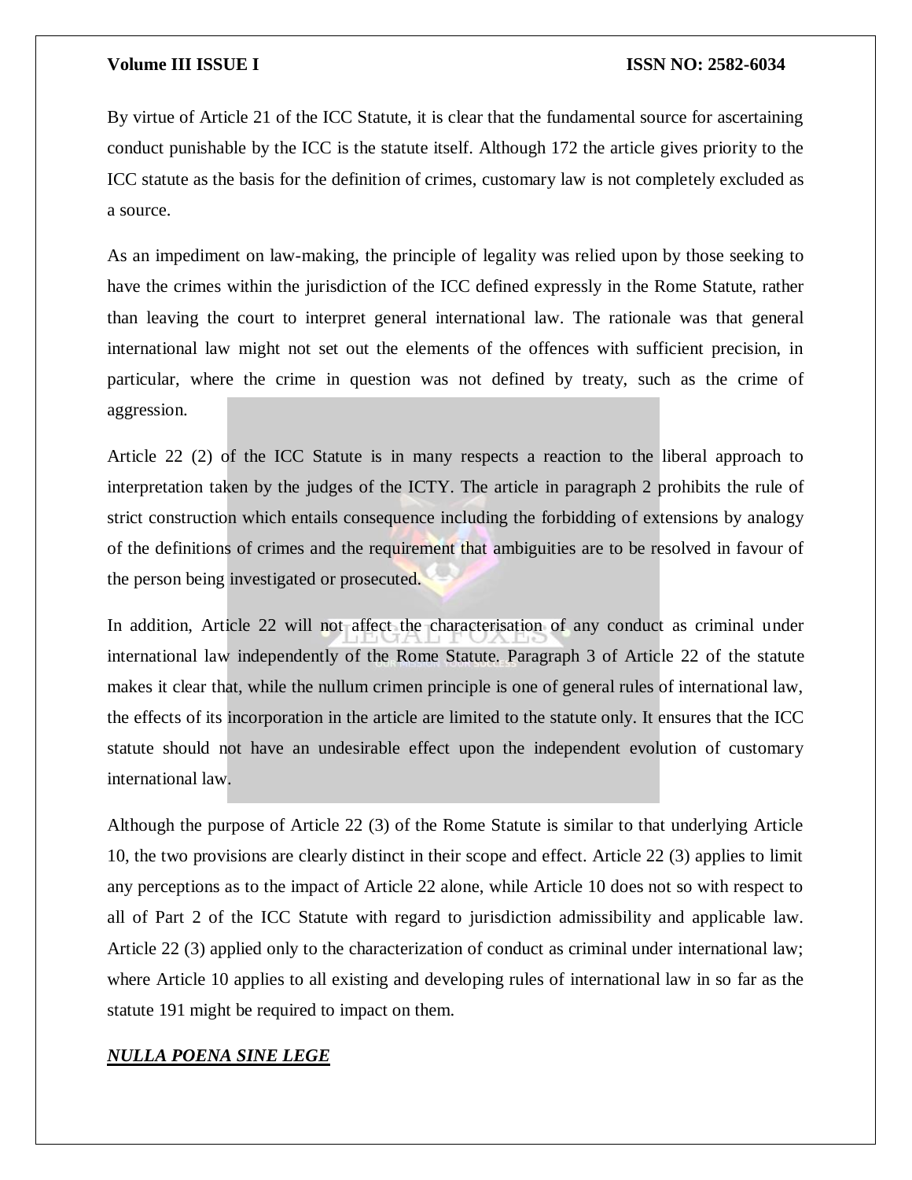By virtue of Article 21 of the ICC Statute, it is clear that the fundamental source for ascertaining conduct punishable by the ICC is the statute itself. Although 172 the article gives priority to the ICC statute as the basis for the definition of crimes, customary law is not completely excluded as a source.

As an impediment on law-making, the principle of legality was relied upon by those seeking to have the crimes within the jurisdiction of the ICC defined expressly in the Rome Statute, rather than leaving the court to interpret general international law. The rationale was that general international law might not set out the elements of the offences with sufficient precision, in particular, where the crime in question was not defined by treaty, such as the crime of aggression.

Article 22 (2) of the ICC Statute is in many respects a reaction to the liberal approach to interpretation taken by the judges of the ICTY. The article in paragraph 2 prohibits the rule of strict construction which entails consequence including the forbidding of extensions by analogy of the definitions of crimes and the requirement that ambiguities are to be resolved in favour of the person being investigated or prosecuted.

In addition, Article 22 will not affect the characterisation of any conduct as criminal under international law independently of the Rome Statute. Paragraph 3 of Article 22 of the statute makes it clear that, while the nullum crimen principle is one of general rules of international law, the effects of its incorporation in the article are limited to the statute only. It ensures that the ICC statute should not have an undesirable effect upon the independent evolution of customary international law.

Although the purpose of Article 22 (3) of the Rome Statute is similar to that underlying Article 10, the two provisions are clearly distinct in their scope and effect. Article 22 (3) applies to limit any perceptions as to the impact of Article 22 alone, while Article 10 does not so with respect to all of Part 2 of the ICC Statute with regard to jurisdiction admissibility and applicable law. Article 22 (3) applied only to the characterization of conduct as criminal under international law; where Article 10 applies to all existing and developing rules of international law in so far as the statute 191 might be required to impact on them.

***NULLA POENA SINE LEGE***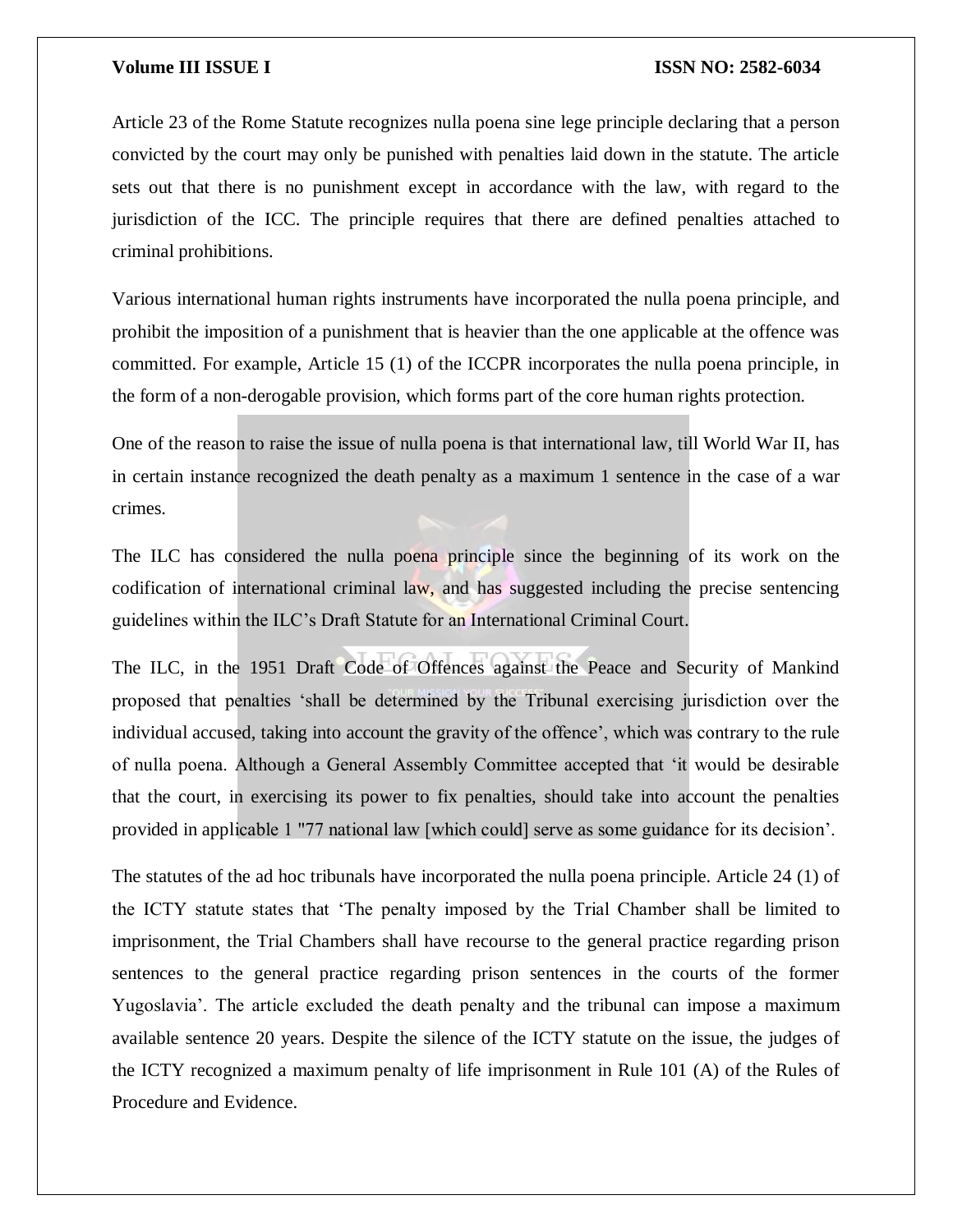Article 23 of the Rome Statute recognizes nulla poena sine lege principle declaring that a person convicted by the court may only be punished with penalties laid down in the statute. The article sets out that there is no punishment except in accordance with the law, with regard to the jurisdiction of the ICC. The principle requires that there are defined penalties attached to criminal prohibitions.

Various international human rights instruments have incorporated the nulla poena principle, and prohibit the imposition of a punishment that is heavier than the one applicable at the offence was committed. For example, Article 15 (1) of the ICCPR incorporates the nulla poena principle, in the form of a non-derogable provision, which forms part of the core human rights protection.

One of the reason to raise the issue of nulla poena is that international law, till World War II, has in certain instance recognized the death penalty as a maximum 1 sentence in the case of a war crimes.

The ILC has considered the nulla poena principle since the beginning of its work on the codification of international criminal law, and has suggested including the precise sentencing guidelines within the ILC's Draft Statute for an International Criminal Court.

The ILC, in the 1951 Draft Code of Offences against the Peace and Security of Mankind proposed that penalties 'shall be determined by the Tribunal exercising jurisdiction over the individual accused, taking into account the gravity of the offence', which was contrary to the rule of nulla poena. Although a General Assembly Committee accepted that 'it would be desirable that the court, in exercising its power to fix penalties, should take into account the penalties provided in applicable 1 "77 national law [which could] serve as some guidance for its decision'.

The statutes of the ad hoc tribunals have incorporated the nulla poena principle. Article 24 (1) of the ICTY statute states that 'The penalty imposed by the Trial Chamber shall be limited to imprisonment, the Trial Chambers shall have recourse to the general practice regarding prison sentences to the general practice regarding prison sentences in the courts of the former Yugoslavia'. The article excluded the death penalty and the tribunal can impose a maximum available sentence 20 years. Despite the silence of the ICTY statute on the issue, the judges of the ICTY recognized a maximum penalty of life imprisonment in Rule 101 (A) of the Rules of Procedure and Evidence.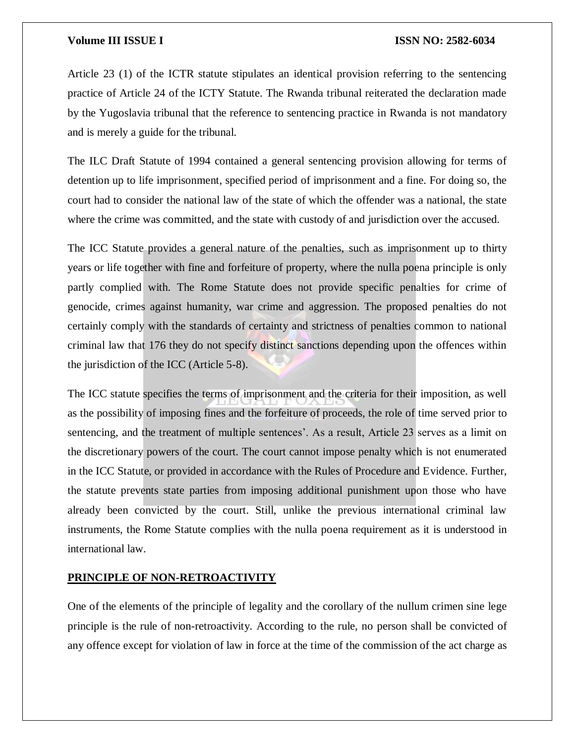Article 23 (1) of the ICTR statute stipulates an identical provision referring to the sentencing practice of Article 24 of the ICTY Statute. The Rwanda tribunal reiterated the declaration made by the Yugoslavia tribunal that the reference to sentencing practice in Rwanda is not mandatory and is merely a guide for the tribunal.

The ILC Draft Statute of 1994 contained a general sentencing provision allowing for terms of detention up to life imprisonment, specified period of imprisonment and a fine. For doing so, the court had to consider the national law of the state of which the offender was a national, the state where the crime was committed, and the state with custody of and jurisdiction over the accused.

The ICC Statute provides a general nature of the penalties, such as imprisonment up to thirty years or life together with fine and forfeiture of property, where the nulla poena principle is only partly complied with. The Rome Statute does not provide specific penalties for crime of genocide, crimes against humanity, war crime and aggression. The proposed penalties do not certainly comply with the standards of certainty and strictness of penalties common to national criminal law that 176 they do not specify distinct sanctions depending upon the offences within the jurisdiction of the ICC (Article 5-8).

The ICC statute specifies the terms of imprisonment and the criteria for their imposition, as well as the possibility of imposing fines and the forfeiture of proceeds, the role of time served prior to sentencing, and the treatment of multiple sentences'. As a result, Article 23 serves as a limit on the discretionary powers of the court. The court cannot impose penalty which is not enumerated in the ICC Statute, or provided in accordance with the Rules of Procedure and Evidence. Further, the statute prevents state parties from imposing additional punishment upon those who have already been convicted by the court. Still, unlike the previous international criminal law instruments, the Rome Statute complies with the nulla poena requirement as it is understood in international law.

## PRINCIPLE OF NON-RETROACTIVITY

One of the elements of the principle of legality and the corollary of the nullum crimen sine lege principle is the rule of non-retroactivity. According to the rule, no person shall be convicted of any offence except for violation of law in force at the time of the commission of the act charge as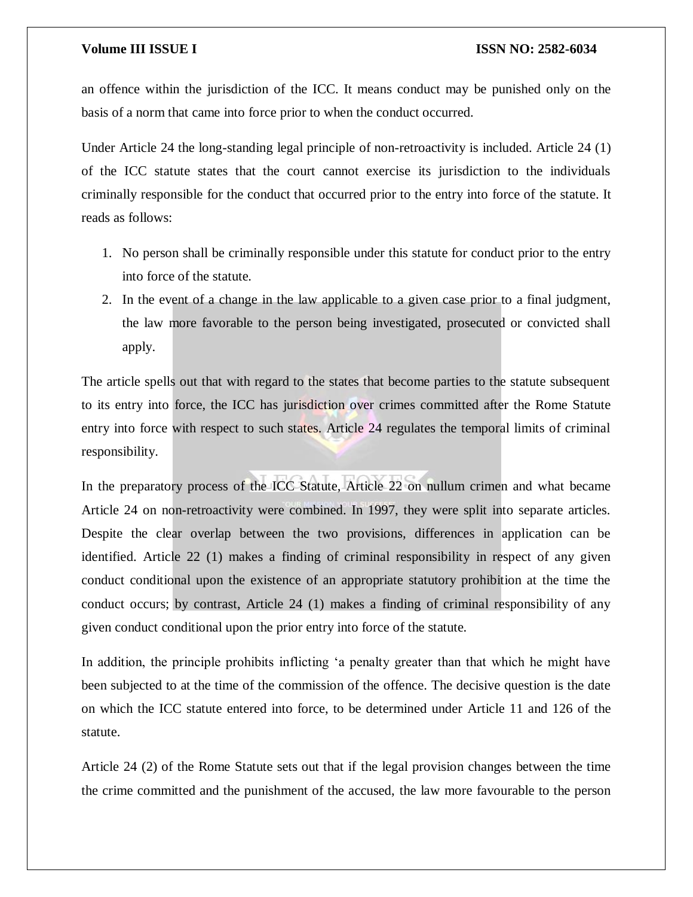an offence within the jurisdiction of the ICC. It means conduct may be punished only on the basis of a norm that came into force prior to when the conduct occurred.

Under Article 24 the long-standing legal principle of non-retroactivity is included. Article 24 (1) of the ICC statute states that the court cannot exercise its jurisdiction to the individuals criminally responsible for the conduct that occurred prior to the entry into force of the statute. It reads as follows:

1. No person shall be criminally responsible under this statute for conduct prior to the entry into force of the statute.
2. In the event of a change in the law applicable to a given case prior to a final judgment, the law more favorable to the person being investigated, prosecuted or convicted shall apply.

The article spells out that with regard to the states that become parties to the statute subsequent to its entry into force, the ICC has jurisdiction over crimes committed after the Rome Statute entry into force with respect to such states. Article 24 regulates the temporal limits of criminal responsibility.

In the preparatory process of the ICC Statute, Article 22 on nullum crimen and what became Article 24 on non-retroactivity were combined. In 1997, they were split into separate articles. Despite the clear overlap between the two provisions, differences in application can be identified. Article 22 (1) makes a finding of criminal responsibility in respect of any given conduct conditional upon the existence of an appropriate statutory prohibition at the time the conduct occurs; by contrast, Article 24 (1) makes a finding of criminal responsibility of any given conduct conditional upon the prior entry into force of the statute.

In addition, the principle prohibits inflicting 'a penalty greater than that which he might have been subjected to at the time of the commission of the offence. The decisive question is the date on which the ICC statute entered into force, to be determined under Article 11 and 126 of the statute.

Article 24 (2) of the Rome Statute sets out that if the legal provision changes between the time the crime committed and the punishment of the accused, the law more favourable to the person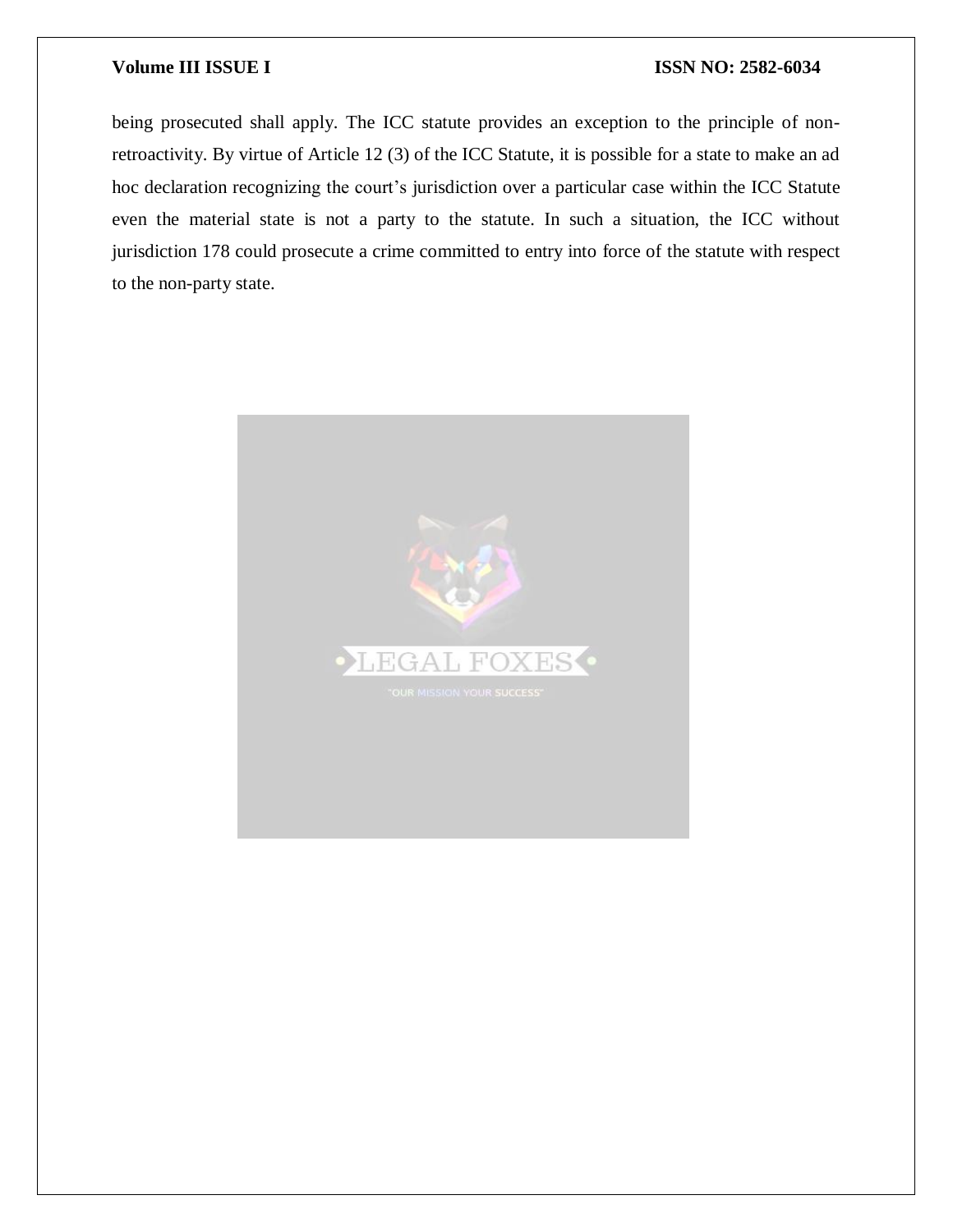being prosecuted shall apply. The ICC statute provides an exception to the principle of non-retroactivity. By virtue of Article 12 (3) of the ICC Statute, it is possible for a state to make an ad hoc declaration recognizing the court's jurisdiction over a particular case within the ICC Statute even the material state is not a party to the statute. In such a situation, the ICC without jurisdiction 178 could prosecute a crime committed to entry into force of the statute with respect to the non-party state.